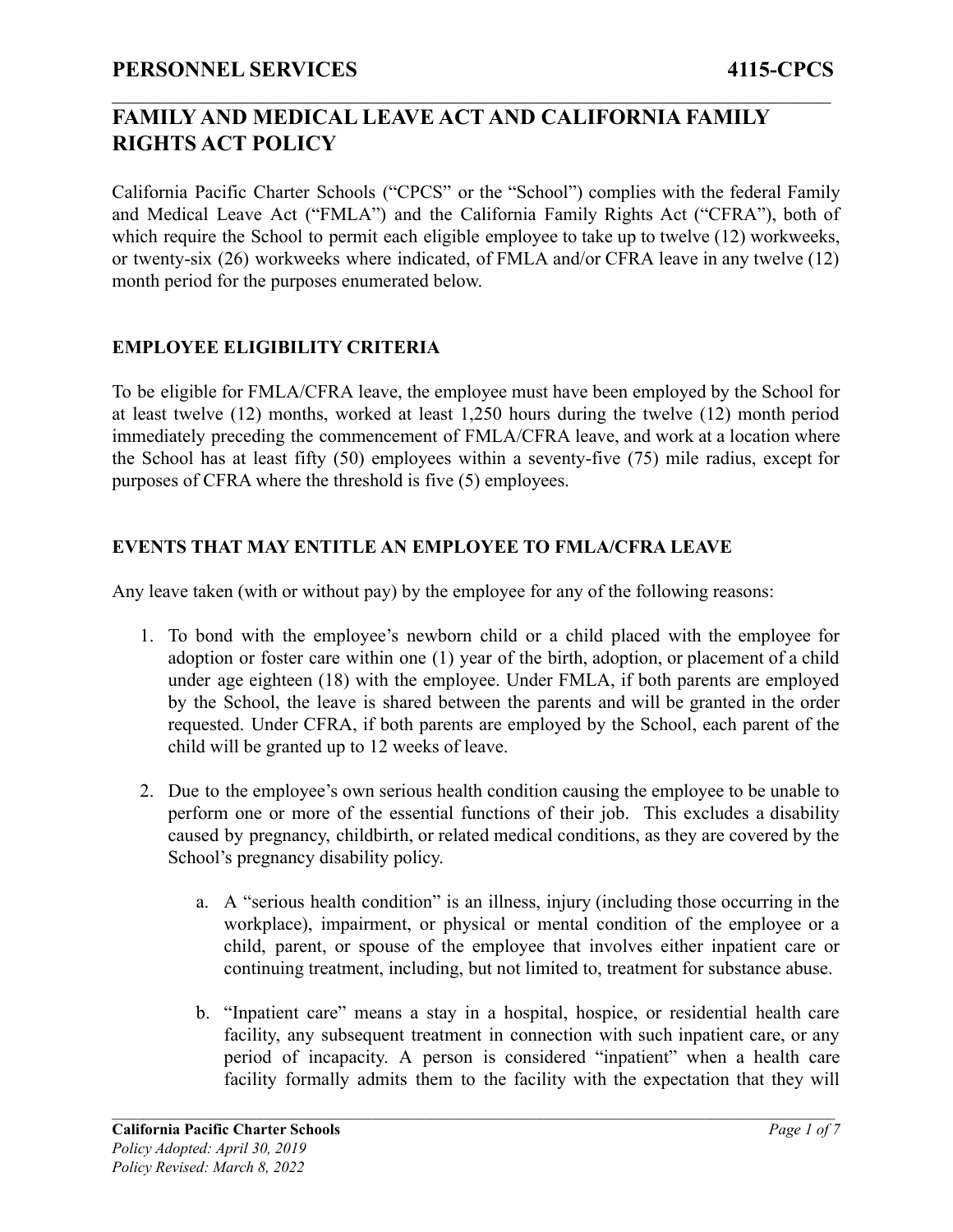# FAMILY AND MEDICAL LEAVE ACT AND CALIFORNIA FAMILY RIGHTS ACT POLICY

California Pacific Charter Schools ("CPCS" or the "School") complies with the federal Family and Medical Leave Act ("FMLA") and the California Family Rights Act ("CFRA"), both of which require the School to permit each eligible employee to take up to twelve (12) workweeks, or twenty-six (26) workweeks where indicated, of FMLA and/or CFRA leave in any twelve (12) month period for the purposes enumerated below.

## EMPLOYEE ELIGIBILITY CRITERIA

To be eligible for FMLA/CFRA leave, the employee must have been employed by the School for at least twelve (12) months, worked at least 1,250 hours during the twelve (12) month period immediately preceding the commencement of FMLA/CFRA leave, and work at a location where the School has at least fifty (50) employees within a seventy-five (75) mile radius, except for purposes of CFRA where the threshold is five (5) employees.

## EVENTS THAT MAY ENTITLE AN EMPLOYEE TO FMLA/CFRA LEAVE

Any leave taken (with or without pay) by the employee for any of the following reasons:

1. To bond with the employee's newborn child or a child placed with the employee for adoption or foster care within one (1) year of the birth, adoption, or placement of a child under age eighteen (18) with the employee. Under FMLA, if both parents are employed by the School, the leave is shared between the parents and will be granted in the order requested. Under CFRA, if both parents are employed by the School, each parent of the child will be granted up to 12 weeks of leave.

2. Due to the employee's own serious health condition causing the employee to be unable to perform one or more of the essential functions of their job. This excludes a disability caused by pregnancy, childbirth, or related medical conditions, as they are covered by the School's pregnancy disability policy.

    a. A "serious health condition" is an illness, injury (including those occurring in the workplace), impairment, or physical or mental condition of the employee or a child, parent, or spouse of the employee that involves either inpatient care or continuing treatment, including, but not limited to, treatment for substance abuse.

    b. "Inpatient care" means a stay in a hospital, hospice, or residential health care facility, any subsequent treatment in connection with such inpatient care, or any period of incapacity. A person is considered "inpatient" when a health care facility formally admits them to the facility with the expectation that they will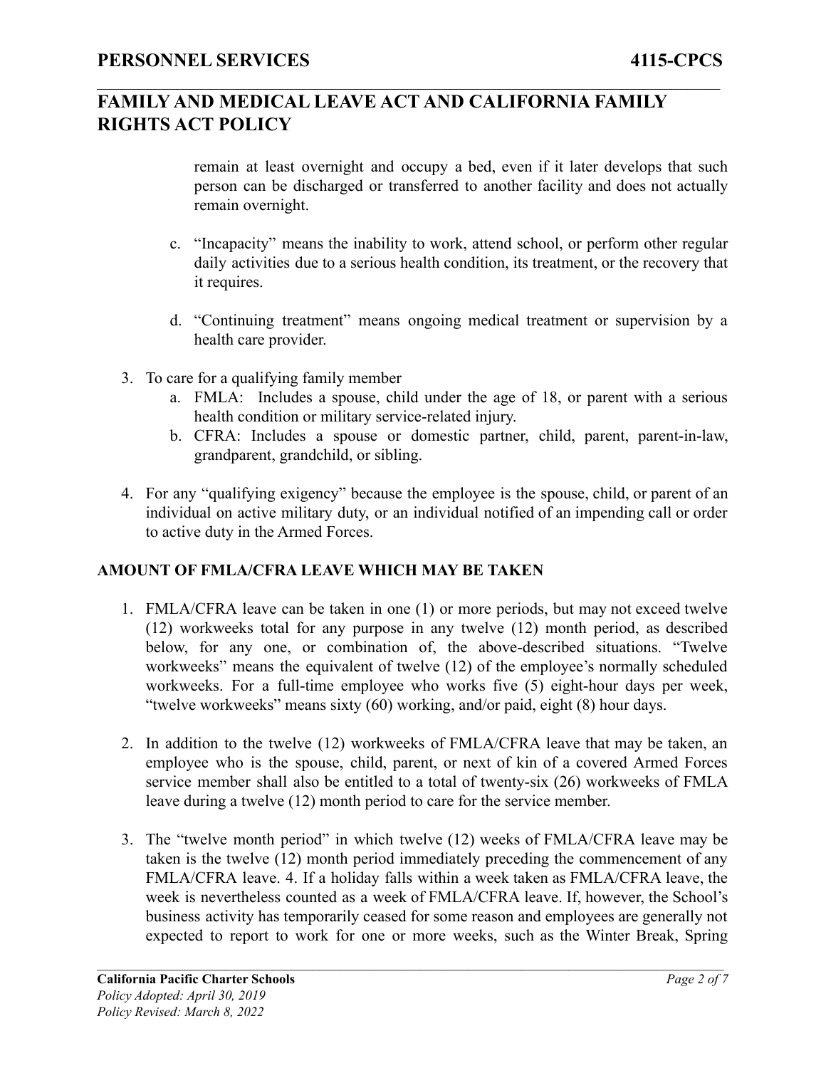remain at least overnight and occupy a bed, even if it later develops that such person can be discharged or transferred to another facility and does not actually remain overnight.

c. "Incapacity" means the inability to work, attend school, or perform other regular daily activities due to a serious health condition, its treatment, or the recovery that it requires.

d. "Continuing treatment" means ongoing medical treatment or supervision by a health care provider.

3. To care for a qualifying family member
   a. FMLA: Includes a spouse, child under the age of 18, or parent with a serious health condition or military service-related injury.
   b. CFRA: Includes a spouse or domestic partner, child, parent, parent-in-law, grandparent, grandchild, or sibling.

4. For any "qualifying exigency" because the employee is the spouse, child, or parent of an individual on active military duty, or an individual notified of an impending call or order to active duty in the Armed Forces.

**AMOUNT OF FMLA/CFRA LEAVE WHICH MAY BE TAKEN**

1. FMLA/CFRA leave can be taken in one (1) or more periods, but may not exceed twelve (12) workweeks total for any purpose in any twelve (12) month period, as described below, for any one, or combination of, the above-described situations. "Twelve workweeks" means the equivalent of twelve (12) of the employee's normally scheduled workweeks. For a full-time employee who works five (5) eight-hour days per week, "twelve workweeks" means sixty (60) working, and/or paid, eight (8) hour days.

2. In addition to the twelve (12) workweeks of FMLA/CFRA leave that may be taken, an employee who is the spouse, child, parent, or next of kin of a covered Armed Forces service member shall also be entitled to a total of twenty-six (26) workweeks of FMLA leave during a twelve (12) month period to care for the service member.

3. The "twelve month period" in which twelve (12) weeks of FMLA/CFRA leave may be taken is the twelve (12) month period immediately preceding the commencement of any FMLA/CFRA leave. 4. If a holiday falls within a week taken as FMLA/CFRA leave, the week is nevertheless counted as a week of FMLA/CFRA leave. If, however, the School's business activity has temporarily ceased for some reason and employees are generally not expected to report to work for one or more weeks, such as the Winter Break, Spring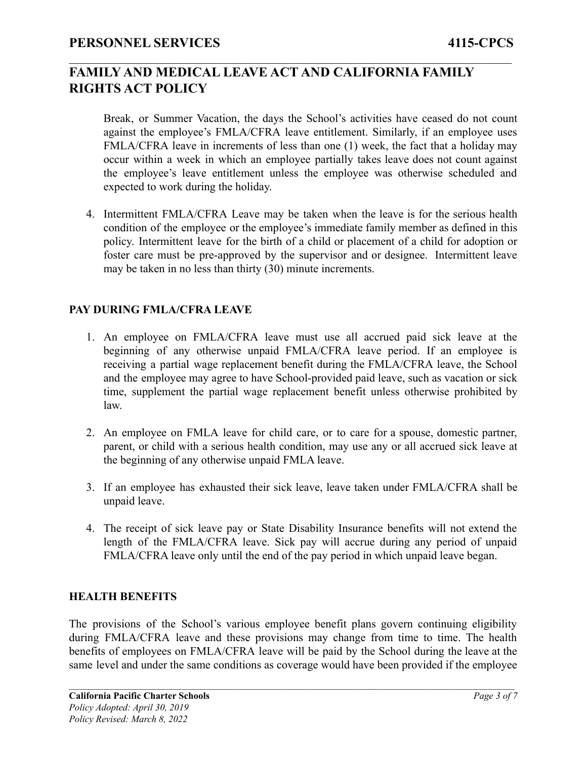Break, or Summer Vacation, the days the School's activities have ceased do not count against the employee's FMLA/CFRA leave entitlement. Similarly, if an employee uses FMLA/CFRA leave in increments of less than one (1) week, the fact that a holiday may occur within a week in which an employee partially takes leave does not count against the employee's leave entitlement unless the employee was otherwise scheduled and expected to work during the holiday.

4. Intermittent FMLA/CFRA Leave may be taken when the leave is for the serious health condition of the employee or the employee's immediate family member as defined in this policy. Intermittent leave for the birth of a child or placement of a child for adoption or foster care must be pre-approved by the supervisor and or designee. Intermittent leave may be taken in no less than thirty (30) minute increments.

**PAY DURING FMLA/CFRA LEAVE**

1. An employee on FMLA/CFRA leave must use all accrued paid sick leave at the beginning of any otherwise unpaid FMLA/CFRA leave period. If an employee is receiving a partial wage replacement benefit during the FMLA/CFRA leave, the School and the employee may agree to have School-provided paid leave, such as vacation or sick time, supplement the partial wage replacement benefit unless otherwise prohibited by law.

2. An employee on FMLA leave for child care, or to care for a spouse, domestic partner, parent, or child with a serious health condition, may use any or all accrued sick leave at the beginning of any otherwise unpaid FMLA leave.

3. If an employee has exhausted their sick leave, leave taken under FMLA/CFRA shall be unpaid leave.

4. The receipt of sick leave pay or State Disability Insurance benefits will not extend the length of the FMLA/CFRA leave. Sick pay will accrue during any period of unpaid FMLA/CFRA leave only until the end of the pay period in which unpaid leave began.

**HEALTH BENEFITS**

The provisions of the School's various employee benefit plans govern continuing eligibility during FMLA/CFRA leave and these provisions may change from time to time. The health benefits of employees on FMLA/CFRA leave will be paid by the School during the leave at the same level and under the same conditions as coverage would have been provided if the employee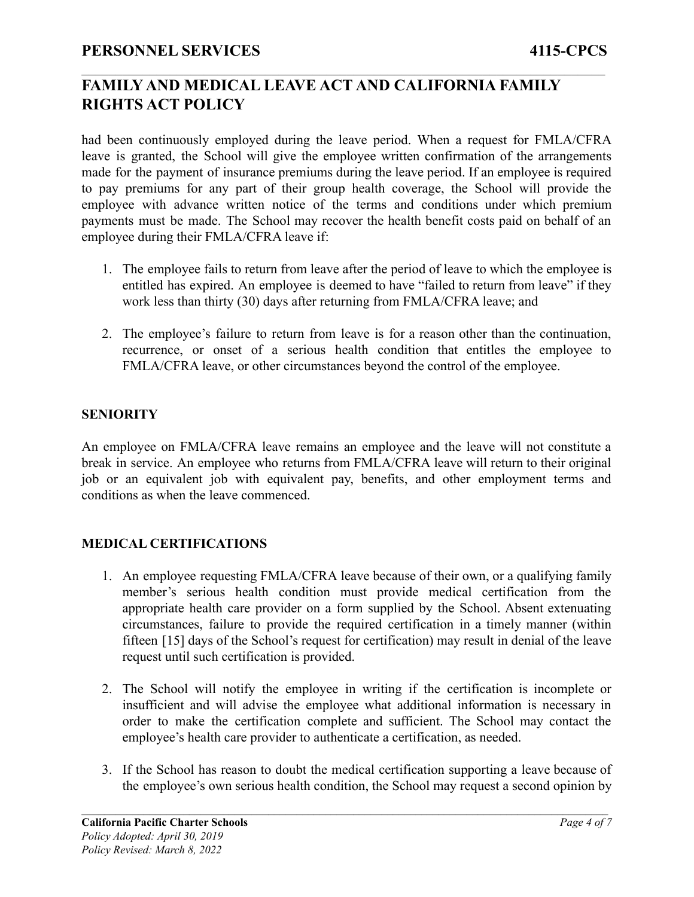had been continuously employed during the leave period. When a request for FMLA/CFRA leave is granted, the School will give the employee written confirmation of the arrangements made for the payment of insurance premiums during the leave period. If an employee is required to pay premiums for any part of their group health coverage, the School will provide the employee with advance written notice of the terms and conditions under which premium payments must be made. The School may recover the health benefit costs paid on behalf of an employee during their FMLA/CFRA leave if:

1. The employee fails to return from leave after the period of leave to which the employee is entitled has expired. An employee is deemed to have "failed to return from leave" if they work less than thirty (30) days after returning from FMLA/CFRA leave; and

2. The employee's failure to return from leave is for a reason other than the continuation, recurrence, or onset of a serious health condition that entitles the employee to FMLA/CFRA leave, or other circumstances beyond the control of the employee.

## SENIORITY

An employee on FMLA/CFRA leave remains an employee and the leave will not constitute a break in service. An employee who returns from FMLA/CFRA leave will return to their original job or an equivalent job with equivalent pay, benefits, and other employment terms and conditions as when the leave commenced.

## MEDICAL CERTIFICATIONS

1. An employee requesting FMLA/CFRA leave because of their own, or a qualifying family member's serious health condition must provide medical certification from the appropriate health care provider on a form supplied by the School. Absent extenuating circumstances, failure to provide the required certification in a timely manner (within fifteen [15] days of the School's request for certification) may result in denial of the leave request until such certification is provided.

2. The School will notify the employee in writing if the certification is incomplete or insufficient and will advise the employee what additional information is necessary in order to make the certification complete and sufficient. The School may contact the employee's health care provider to authenticate a certification, as needed.

3. If the School has reason to doubt the medical certification supporting a leave because of the employee's own serious health condition, the School may request a second opinion by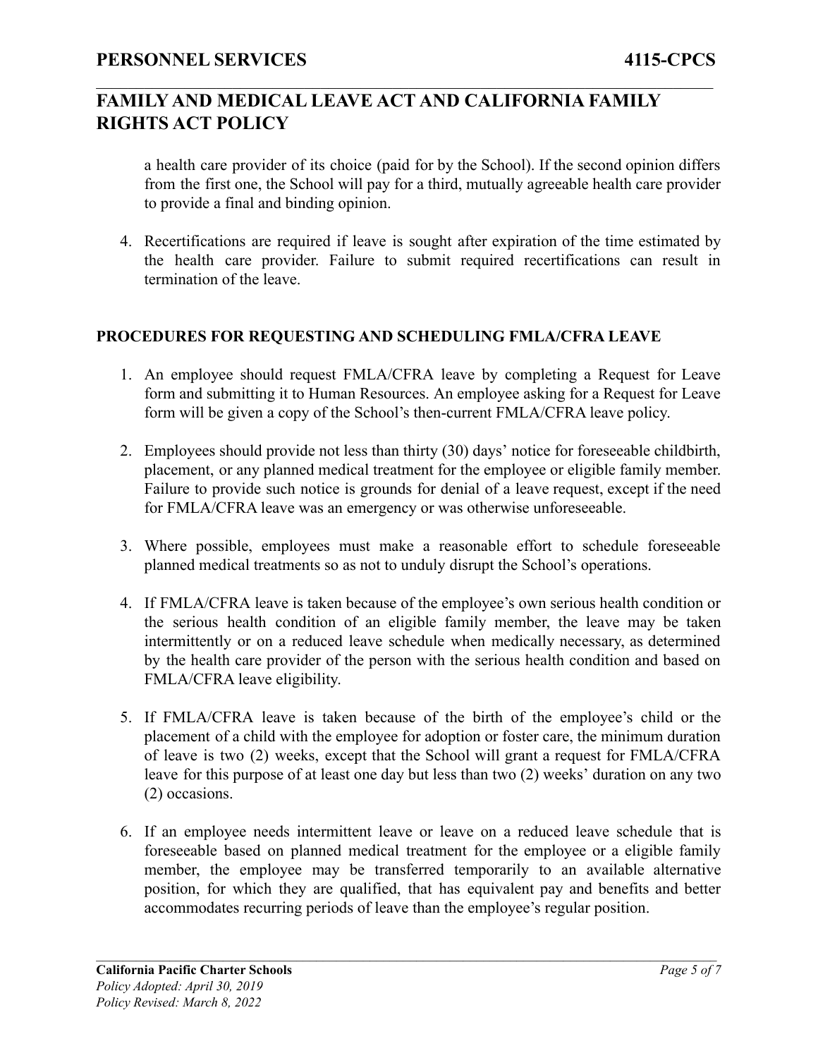a health care provider of its choice (paid for by the School). If the second opinion differs from the first one, the School will pay for a third, mutually agreeable health care provider to provide a final and binding opinion.

4. Recertifications are required if leave is sought after expiration of the time estimated by the health care provider. Failure to submit required recertifications can result in termination of the leave.

**PROCEDURES FOR REQUESTING AND SCHEDULING FMLA/CFRA LEAVE**

1. An employee should request FMLA/CFRA leave by completing a Request for Leave form and submitting it to Human Resources. An employee asking for a Request for Leave form will be given a copy of the School's then-current FMLA/CFRA leave policy.

2. Employees should provide not less than thirty (30) days' notice for foreseeable childbirth, placement, or any planned medical treatment for the employee or eligible family member. Failure to provide such notice is grounds for denial of a leave request, except if the need for FMLA/CFRA leave was an emergency or was otherwise unforeseeable.

3. Where possible, employees must make a reasonable effort to schedule foreseeable planned medical treatments so as not to unduly disrupt the School's operations.

4. If FMLA/CFRA leave is taken because of the employee's own serious health condition or the serious health condition of an eligible family member, the leave may be taken intermittently or on a reduced leave schedule when medically necessary, as determined by the health care provider of the person with the serious health condition and based on FMLA/CFRA leave eligibility.

5. If FMLA/CFRA leave is taken because of the birth of the employee's child or the placement of a child with the employee for adoption or foster care, the minimum duration of leave is two (2) weeks, except that the School will grant a request for FMLA/CFRA leave for this purpose of at least one day but less than two (2) weeks' duration on any two (2) occasions.

6. If an employee needs intermittent leave or leave on a reduced leave schedule that is foreseeable based on planned medical treatment for the employee or a eligible family member, the employee may be transferred temporarily to an available alternative position, for which they are qualified, that has equivalent pay and benefits and better accommodates recurring periods of leave than the employee's regular position.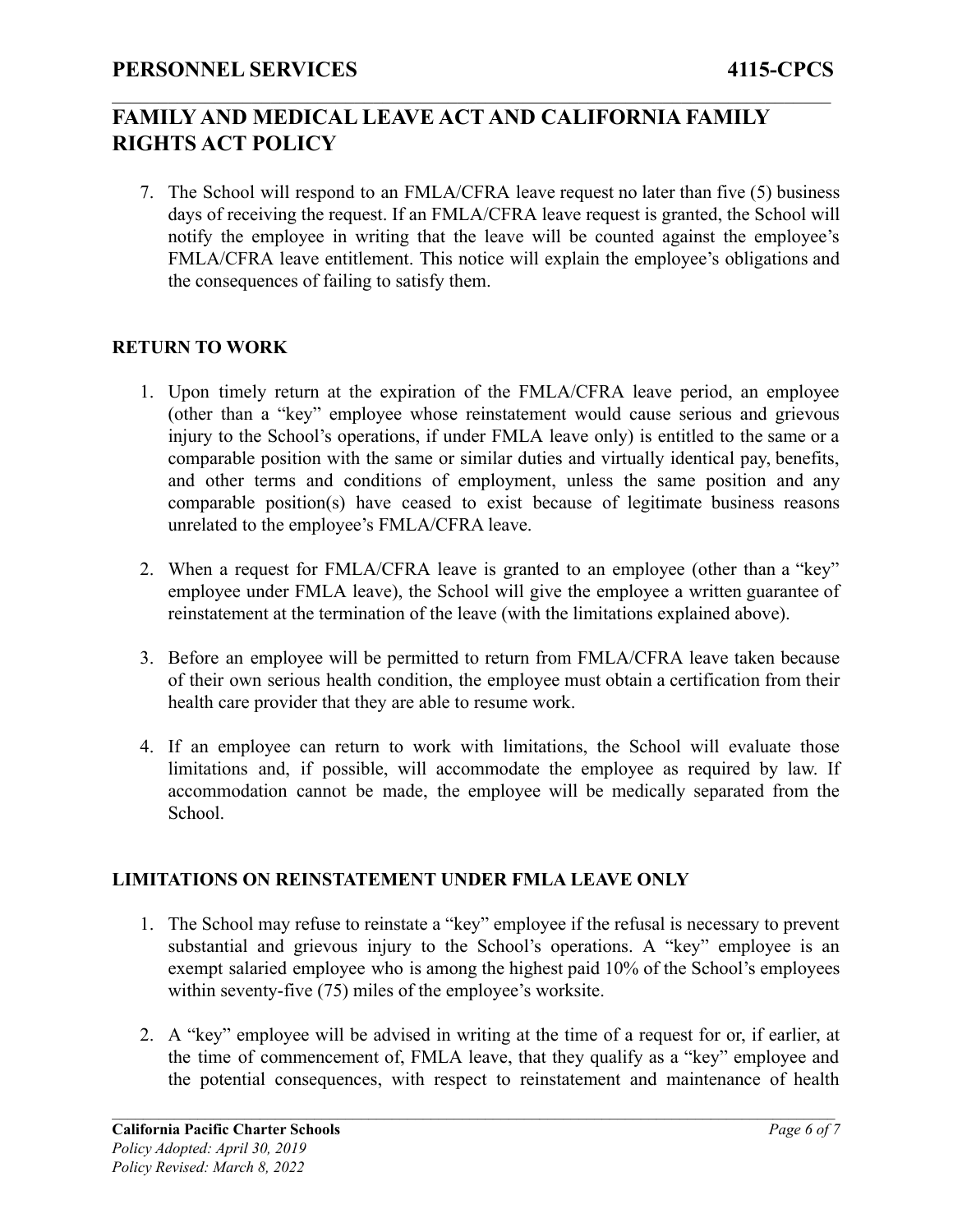7. The School will respond to an FMLA/CFRA leave request no later than five (5) business days of receiving the request. If an FMLA/CFRA leave request is granted, the School will notify the employee in writing that the leave will be counted against the employee's FMLA/CFRA leave entitlement. This notice will explain the employee's obligations and the consequences of failing to satisfy them.

## RETURN TO WORK

1. Upon timely return at the expiration of the FMLA/CFRA leave period, an employee (other than a "key" employee whose reinstatement would cause serious and grievous injury to the School's operations, if under FMLA leave only) is entitled to the same or a comparable position with the same or similar duties and virtually identical pay, benefits, and other terms and conditions of employment, unless the same position and any comparable position(s) have ceased to exist because of legitimate business reasons unrelated to the employee's FMLA/CFRA leave.

2. When a request for FMLA/CFRA leave is granted to an employee (other than a "key" employee under FMLA leave), the School will give the employee a written guarantee of reinstatement at the termination of the leave (with the limitations explained above).

3. Before an employee will be permitted to return from FMLA/CFRA leave taken because of their own serious health condition, the employee must obtain a certification from their health care provider that they are able to resume work.

4. If an employee can return to work with limitations, the School will evaluate those limitations and, if possible, will accommodate the employee as required by law. If accommodation cannot be made, the employee will be medically separated from the School.

## LIMITATIONS ON REINSTATEMENT UNDER FMLA LEAVE ONLY

1. The School may refuse to reinstate a "key" employee if the refusal is necessary to prevent substantial and grievous injury to the School's operations. A "key" employee is an exempt salaried employee who is among the highest paid 10% of the School's employees within seventy-five (75) miles of the employee's worksite.

2. A "key" employee will be advised in writing at the time of a request for or, if earlier, at the time of commencement of, FMLA leave, that they qualify as a "key" employee and the potential consequences, with respect to reinstatement and maintenance of health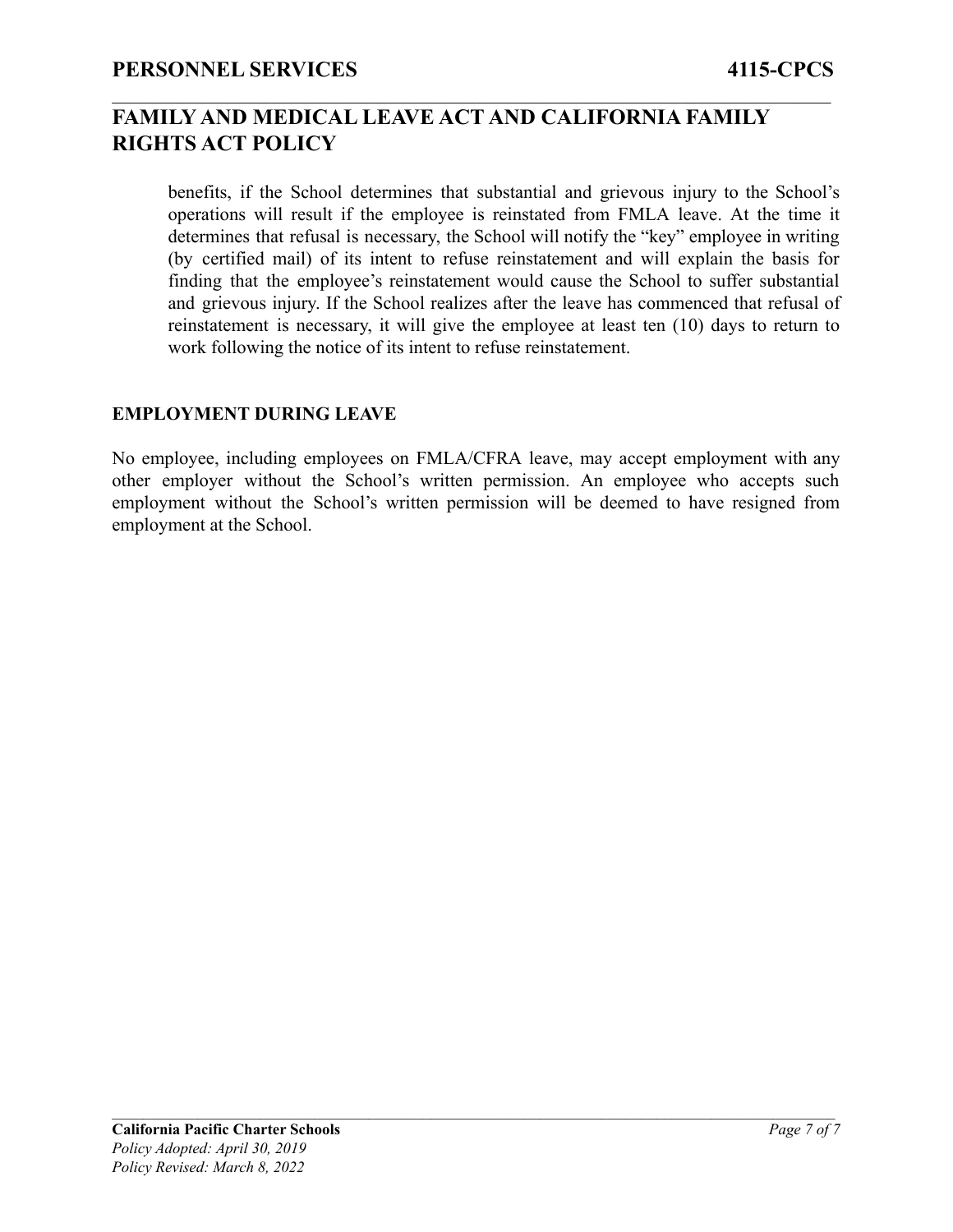benefits, if the School determines that substantial and grievous injury to the School's operations will result if the employee is reinstated from FMLA leave. At the time it determines that refusal is necessary, the School will notify the "key" employee in writing (by certified mail) of its intent to refuse reinstatement and will explain the basis for finding that the employee's reinstatement would cause the School to suffer substantial and grievous injury. If the School realizes after the leave has commenced that refusal of reinstatement is necessary, it will give the employee at least ten (10) days to return to work following the notice of its intent to refuse reinstatement.

## EMPLOYMENT DURING LEAVE

No employee, including employees on FMLA/CFRA leave, may accept employment with any other employer without the School's written permission. An employee who accepts such employment without the School's written permission will be deemed to have resigned from employment at the School.